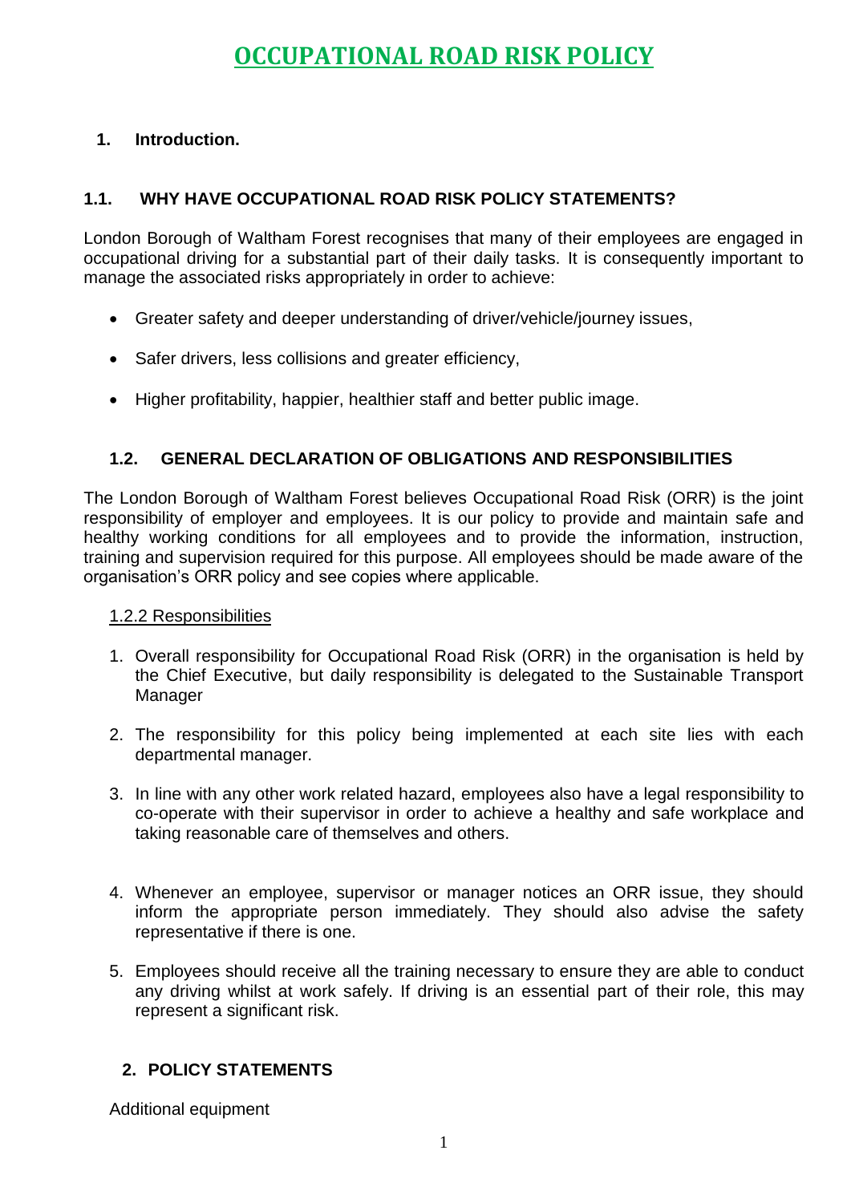# OCCUPATIONAL ROAD RISK POLICY

## 1. Introduction.

### 1.1. WHY HAVE OCCUPATIONAL ROAD RISK POLICY STATEMENTS?

London Borough of Waltham Forest recognises that many of their employees are engaged in occupational driving for a substantial part of their daily tasks. It is consequently important to manage the associated risks appropriately in order to achieve:

- Greater safety and deeper understanding of driver/vehicle/journey issues,
- Safer drivers, less collisions and greater efficiency,
- Higher profitability, happier, healthier staff and better public image.

### 1.2. GENERAL DECLARATION OF OBLIGATIONS AND RESPONSIBILITIES

The London Borough of Waltham Forest believes Occupational Road Risk (ORR) is the joint responsibility of employer and employees. It is our policy to provide and maintain safe and healthy working conditions for all employees and to provide the information, instruction, training and supervision required for this purpose. All employees should be made aware of the organisation's ORR policy and see copies where applicable.

<u>1.2.2 Responsibilities</u>

1. Overall responsibility for Occupational Road Risk (ORR) in the organisation is held by the Chief Executive, but daily responsibility is delegated to the Sustainable Transport Manager
2. The responsibility for this policy being implemented at each site lies with each departmental manager.
3. In line with any other work related hazard, employees also have a legal responsibility to co-operate with their supervisor in order to achieve a healthy and safe workplace and taking reasonable care of themselves and others.
4. Whenever an employee, supervisor or manager notices an ORR issue, they should inform the appropriate person immediately. They should also advise the safety representative if there is one.
5. Employees should receive all the training necessary to ensure they are able to conduct any driving whilst at work safely. If driving is an essential part of their role, this may represent a significant risk.

## 2. POLICY STATEMENTS

Additional equipment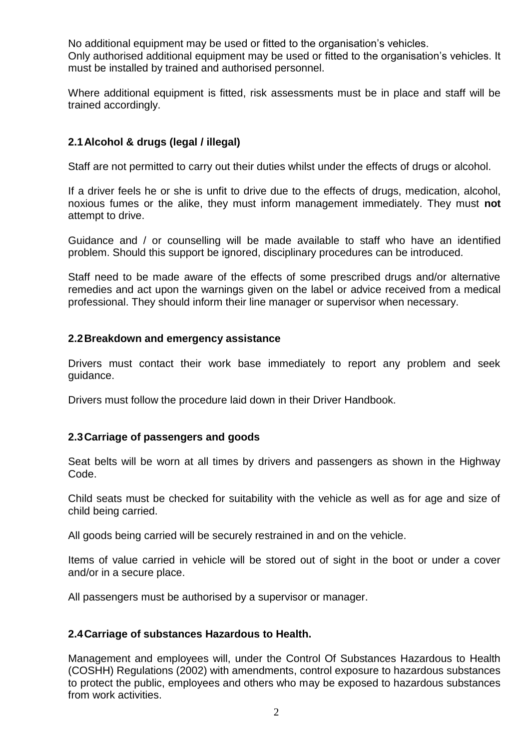No additional equipment may be used or fitted to the organisation's vehicles.
Only authorised additional equipment may be used or fitted to the organisation's vehicles. It must be installed by trained and authorised personnel.

Where additional equipment is fitted, risk assessments must be in place and staff will be trained accordingly.

### 2.1 Alcohol & drugs (legal / illegal)

Staff are not permitted to carry out their duties whilst under the effects of drugs or alcohol.

If a driver feels he or she is unfit to drive due to the effects of drugs, medication, alcohol, noxious fumes or the alike, they must inform management immediately. They must **not** attempt to drive.

Guidance and / or counselling will be made available to staff who have an identified problem. Should this support be ignored, disciplinary procedures can be introduced.

Staff need to be made aware of the effects of some prescribed drugs and/or alternative remedies and act upon the warnings given on the label or advice received from a medical professional. They should inform their line manager or supervisor when necessary.

### 2.2 Breakdown and emergency assistance

Drivers must contact their work base immediately to report any problem and seek guidance.

Drivers must follow the procedure laid down in their Driver Handbook.

### 2.3 Carriage of passengers and goods

Seat belts will be worn at all times by drivers and passengers as shown in the Highway Code.

Child seats must be checked for suitability with the vehicle as well as for age and size of child being carried.

All goods being carried will be securely restrained in and on the vehicle.

Items of value carried in vehicle will be stored out of sight in the boot or under a cover and/or in a secure place.

All passengers must be authorised by a supervisor or manager.

### 2.4 Carriage of substances Hazardous to Health.

Management and employees will, under the Control Of Substances Hazardous to Health (COSHH) Regulations (2002) with amendments, control exposure to hazardous substances to protect the public, employees and others who may be exposed to hazardous substances from work activities.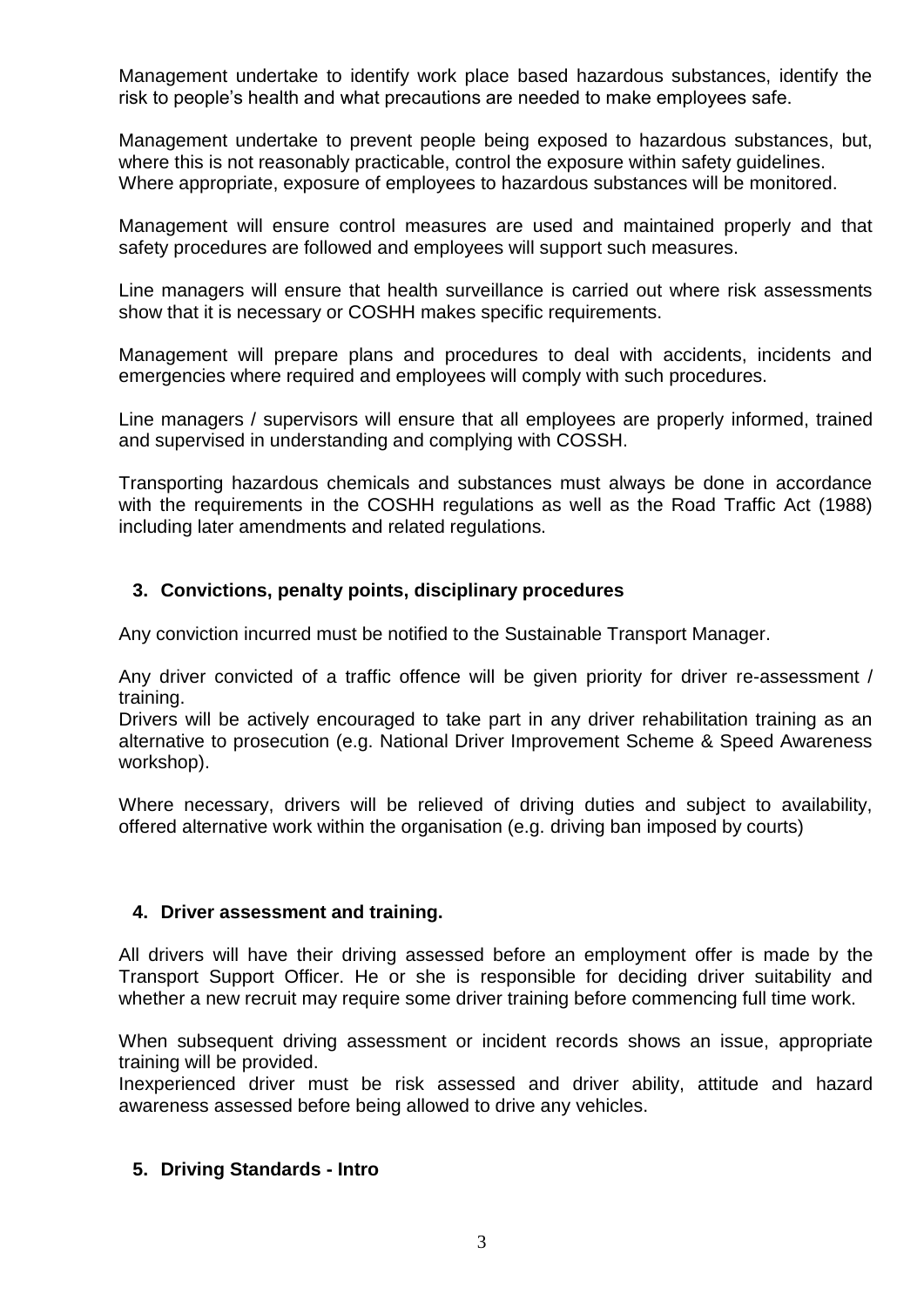Management undertake to identify work place based hazardous substances, identify the risk to people's health and what precautions are needed to make employees safe.

Management undertake to prevent people being exposed to hazardous substances, but, where this is not reasonably practicable, control the exposure within safety guidelines. Where appropriate, exposure of employees to hazardous substances will be monitored.

Management will ensure control measures are used and maintained properly and that safety procedures are followed and employees will support such measures.

Line managers will ensure that health surveillance is carried out where risk assessments show that it is necessary or COSHH makes specific requirements.

Management will prepare plans and procedures to deal with accidents, incidents and emergencies where required and employees will comply with such procedures.

Line managers / supervisors will ensure that all employees are properly informed, trained and supervised in understanding and complying with COSSH.

Transporting hazardous chemicals and substances must always be done in accordance with the requirements in the COSHH regulations as well as the Road Traffic Act (1988) including later amendments and related regulations.

## 3. Convictions, penalty points, disciplinary procedures

Any conviction incurred must be notified to the Sustainable Transport Manager.

Any driver convicted of a traffic offence will be given priority for driver re-assessment / training.
Drivers will be actively encouraged to take part in any driver rehabilitation training as an alternative to prosecution (e.g. National Driver Improvement Scheme & Speed Awareness workshop).

Where necessary, drivers will be relieved of driving duties and subject to availability, offered alternative work within the organisation (e.g. driving ban imposed by courts)

## 4. Driver assessment and training.

All drivers will have their driving assessed before an employment offer is made by the Transport Support Officer. He or she is responsible for deciding driver suitability and whether a new recruit may require some driver training before commencing full time work.

When subsequent driving assessment or incident records shows an issue, appropriate training will be provided.
Inexperienced driver must be risk assessed and driver ability, attitude and hazard awareness assessed before being allowed to drive any vehicles.

## 5. Driving Standards - Intro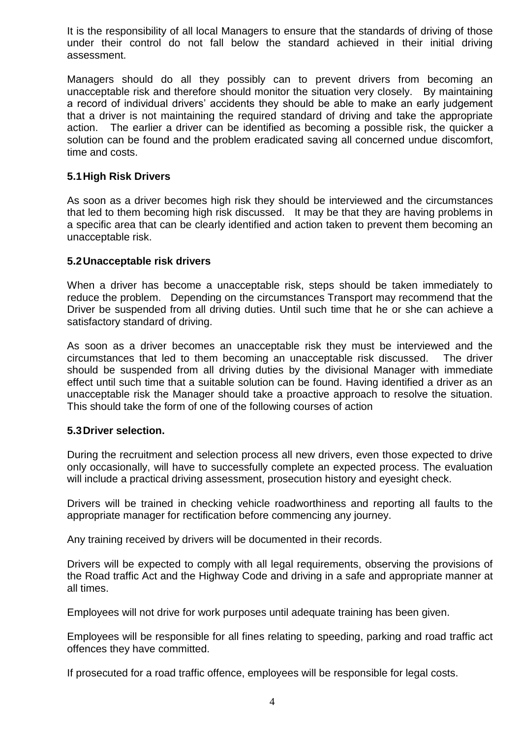It is the responsibility of all local Managers to ensure that the standards of driving of those under their control do not fall below the standard achieved in their initial driving assessment.

Managers should do all they possibly can to prevent drivers from becoming an unacceptable risk and therefore should monitor the situation very closely. By maintaining a record of individual drivers' accidents they should be able to make an early judgement that a driver is not maintaining the required standard of driving and take the appropriate action. The earlier a driver can be identified as becoming a possible risk, the quicker a solution can be found and the problem eradicated saving all concerned undue discomfort, time and costs.

### 5.1 High Risk Drivers

As soon as a driver becomes high risk they should be interviewed and the circumstances that led to them becoming high risk discussed. It may be that they are having problems in a specific area that can be clearly identified and action taken to prevent them becoming an unacceptable risk.

### 5.2 Unacceptable risk drivers

When a driver has become a unacceptable risk, steps should be taken immediately to reduce the problem. Depending on the circumstances Transport may recommend that the Driver be suspended from all driving duties. Until such time that he or she can achieve a satisfactory standard of driving.

As soon as a driver becomes an unacceptable risk they must be interviewed and the circumstances that led to them becoming an unacceptable risk discussed. The driver should be suspended from all driving duties by the divisional Manager with immediate effect until such time that a suitable solution can be found. Having identified a driver as an unacceptable risk the Manager should take a proactive approach to resolve the situation. This should take the form of one of the following courses of action

### 5.3 Driver selection.

During the recruitment and selection process all new drivers, even those expected to drive only occasionally, will have to successfully complete an expected process. The evaluation will include a practical driving assessment, prosecution history and eyesight check.

Drivers will be trained in checking vehicle roadworthiness and reporting all faults to the appropriate manager for rectification before commencing any journey.

Any training received by drivers will be documented in their records.

Drivers will be expected to comply with all legal requirements, observing the provisions of the Road traffic Act and the Highway Code and driving in a safe and appropriate manner at all times.

Employees will not drive for work purposes until adequate training has been given.

Employees will be responsible for all fines relating to speeding, parking and road traffic act offences they have committed.

If prosecuted for a road traffic offence, employees will be responsible for legal costs.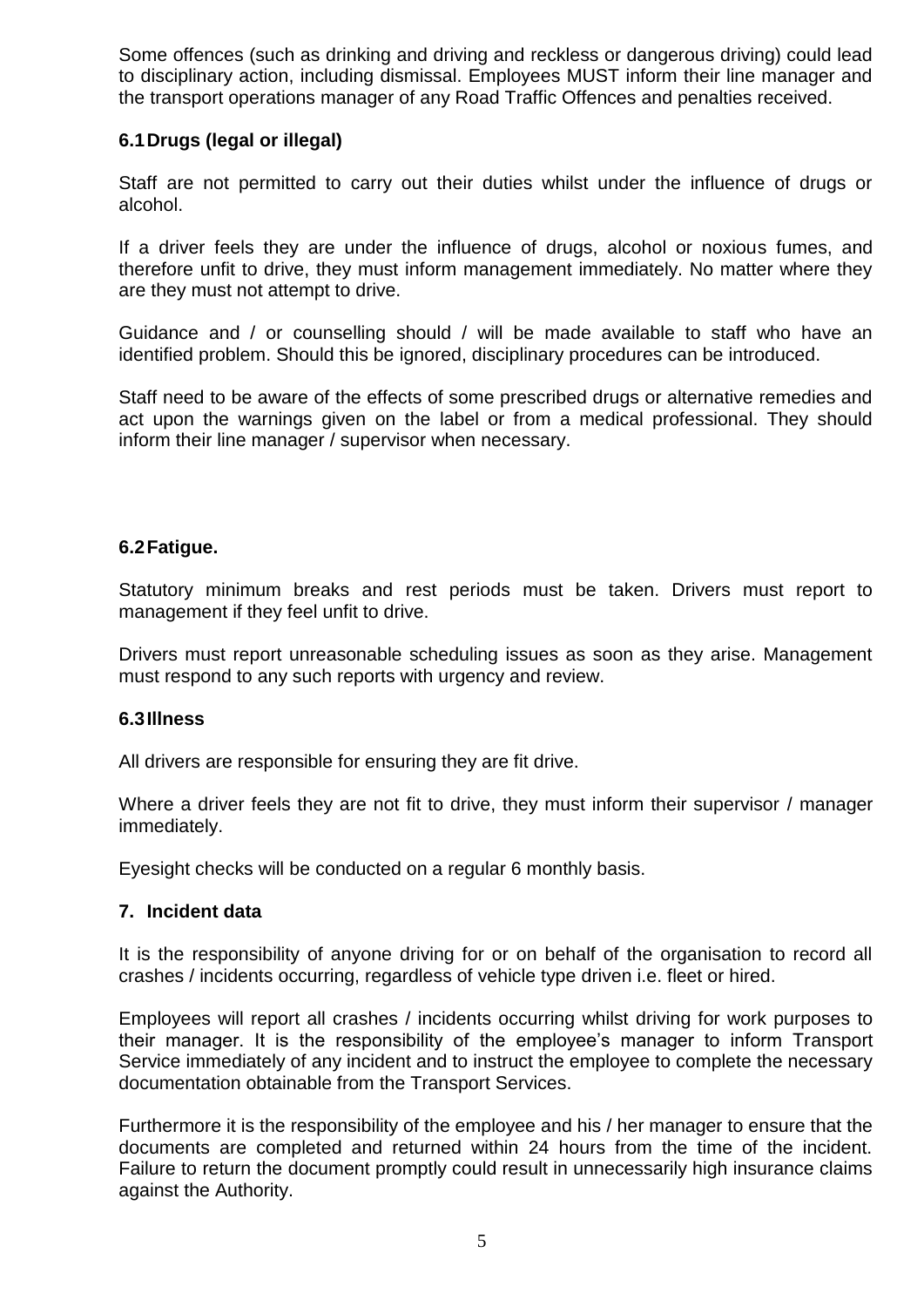Some offences (such as drinking and driving and reckless or dangerous driving) could lead to disciplinary action, including dismissal. Employees MUST inform their line manager and the transport operations manager of any Road Traffic Offences and penalties received.

### 6.1 Drugs (legal or illegal)

Staff are not permitted to carry out their duties whilst under the influence of drugs or alcohol.

If a driver feels they are under the influence of drugs, alcohol or noxious fumes, and therefore unfit to drive, they must inform management immediately. No matter where they are they must not attempt to drive.

Guidance and / or counselling should / will be made available to staff who have an identified problem. Should this be ignored, disciplinary procedures can be introduced.

Staff need to be aware of the effects of some prescribed drugs or alternative remedies and act upon the warnings given on the label or from a medical professional. They should inform their line manager / supervisor when necessary.

### 6.2 Fatigue.

Statutory minimum breaks and rest periods must be taken. Drivers must report to management if they feel unfit to drive.

Drivers must report unreasonable scheduling issues as soon as they arise. Management must respond to any such reports with urgency and review.

### 6.3 Illness

All drivers are responsible for ensuring they are fit drive.

Where a driver feels they are not fit to drive, they must inform their supervisor / manager immediately.

Eyesight checks will be conducted on a regular 6 monthly basis.

## 7. Incident data

It is the responsibility of anyone driving for or on behalf of the organisation to record all crashes / incidents occurring, regardless of vehicle type driven i.e. fleet or hired.

Employees will report all crashes / incidents occurring whilst driving for work purposes to their manager. It is the responsibility of the employee's manager to inform Transport Service immediately of any incident and to instruct the employee to complete the necessary documentation obtainable from the Transport Services.

Furthermore it is the responsibility of the employee and his / her manager to ensure that the documents are completed and returned within 24 hours from the time of the incident. Failure to return the document promptly could result in unnecessarily high insurance claims against the Authority.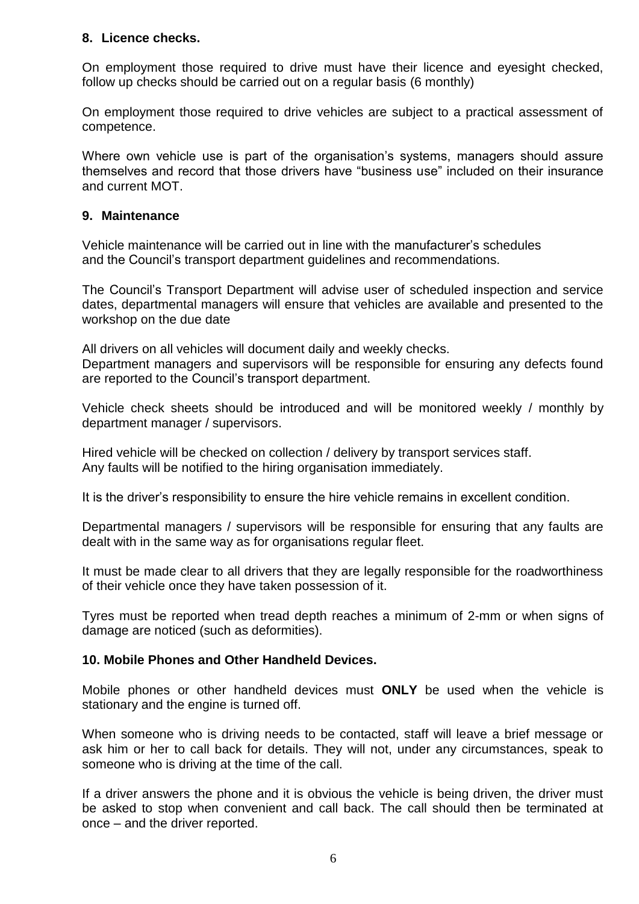## 8. Licence checks.

On employment those required to drive must have their licence and eyesight checked, follow up checks should be carried out on a regular basis (6 monthly)

On employment those required to drive vehicles are subject to a practical assessment of competence.

Where own vehicle use is part of the organisation's systems, managers should assure themselves and record that those drivers have "business use" included on their insurance and current MOT.

## 9. Maintenance

Vehicle maintenance will be carried out in line with the manufacturer's schedules and the Council's transport department guidelines and recommendations.

The Council's Transport Department will advise user of scheduled inspection and service dates, departmental managers will ensure that vehicles are available and presented to the workshop on the due date

All drivers on all vehicles will document daily and weekly checks.
Department managers and supervisors will be responsible for ensuring any defects found are reported to the Council's transport department.

Vehicle check sheets should be introduced and will be monitored weekly / monthly by department manager / supervisors.

Hired vehicle will be checked on collection / delivery by transport services staff.
Any faults will be notified to the hiring organisation immediately.

It is the driver's responsibility to ensure the hire vehicle remains in excellent condition.

Departmental managers / supervisors will be responsible for ensuring that any faults are dealt with in the same way as for organisations regular fleet.

It must be made clear to all drivers that they are legally responsible for the roadworthiness of their vehicle once they have taken possession of it.

Tyres must be reported when tread depth reaches a minimum of 2-mm or when signs of damage are noticed (such as deformities).

## 10. Mobile Phones and Other Handheld Devices.

Mobile phones or other handheld devices must **ONLY** be used when the vehicle is stationary and the engine is turned off.

When someone who is driving needs to be contacted, staff will leave a brief message or ask him or her to call back for details. They will not, under any circumstances, speak to someone who is driving at the time of the call.

If a driver answers the phone and it is obvious the vehicle is being driven, the driver must be asked to stop when convenient and call back. The call should then be terminated at once – and the driver reported.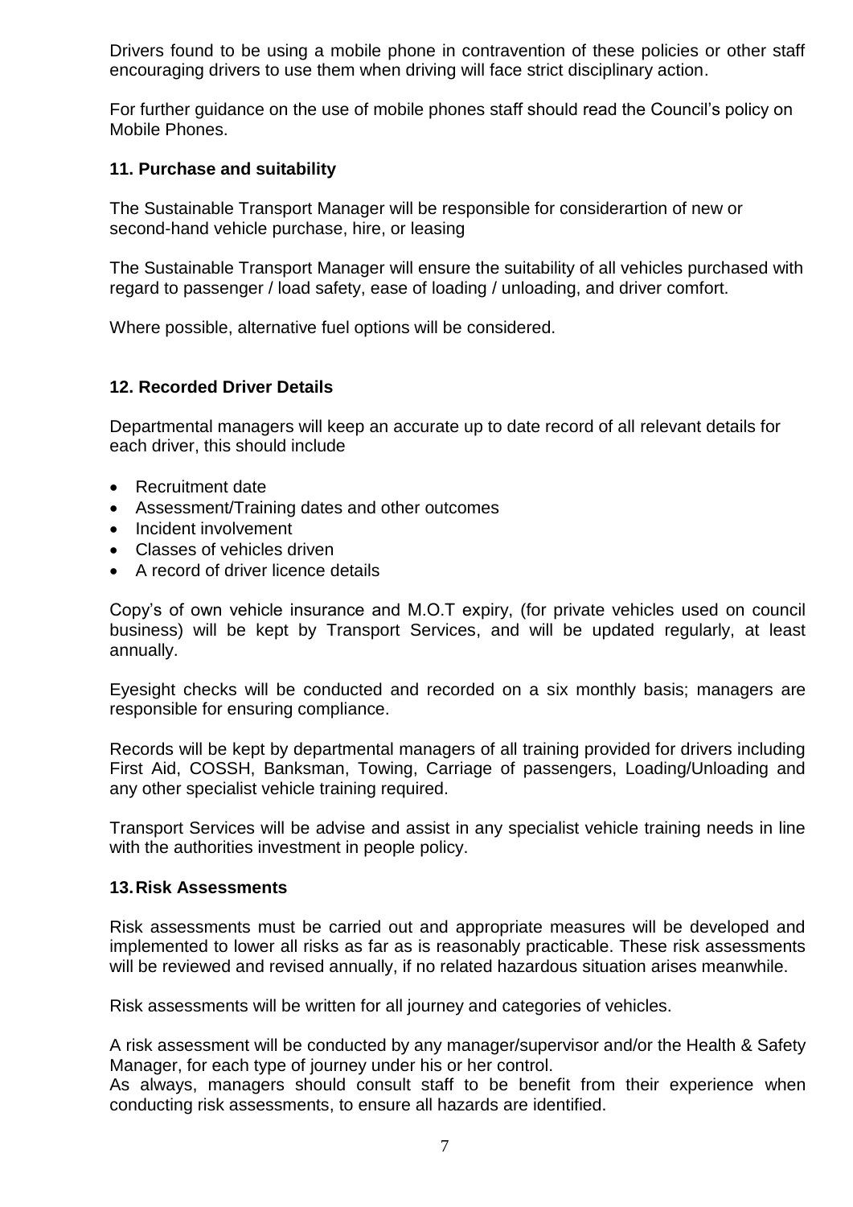Drivers found to be using a mobile phone in contravention of these policies or other staff encouraging drivers to use them when driving will face strict disciplinary action.

For further guidance on the use of mobile phones staff should read the Council's policy on Mobile Phones.

### 11. Purchase and suitability

The Sustainable Transport Manager will be responsible for considerartion of new or second-hand vehicle purchase, hire, or leasing

The Sustainable Transport Manager will ensure the suitability of all vehicles purchased with regard to passenger / load safety, ease of loading / unloading, and driver comfort.

Where possible, alternative fuel options will be considered.

### 12. Recorded Driver Details

Departmental managers will keep an accurate up to date record of all relevant details for each driver, this should include

- Recruitment date
- Assessment/Training dates and other outcomes
- Incident involvement
- Classes of vehicles driven
- A record of driver licence details

Copy's of own vehicle insurance and M.O.T expiry, (for private vehicles used on council business) will be kept by Transport Services, and will be updated regularly, at least annually.

Eyesight checks will be conducted and recorded on a six monthly basis; managers are responsible for ensuring compliance.

Records will be kept by departmental managers of all training provided for drivers including First Aid, COSSH, Banksman, Towing, Carriage of passengers, Loading/Unloading and any other specialist vehicle training required.

Transport Services will be advise and assist in any specialist vehicle training needs in line with the authorities investment in people policy.

### 13. Risk Assessments

Risk assessments must be carried out and appropriate measures will be developed and implemented to lower all risks as far as is reasonably practicable. These risk assessments will be reviewed and revised annually, if no related hazardous situation arises meanwhile.

Risk assessments will be written for all journey and categories of vehicles.

A risk assessment will be conducted by any manager/supervisor and/or the Health & Safety Manager, for each type of journey under his or her control.
As always, managers should consult staff to be benefit from their experience when conducting risk assessments, to ensure all hazards are identified.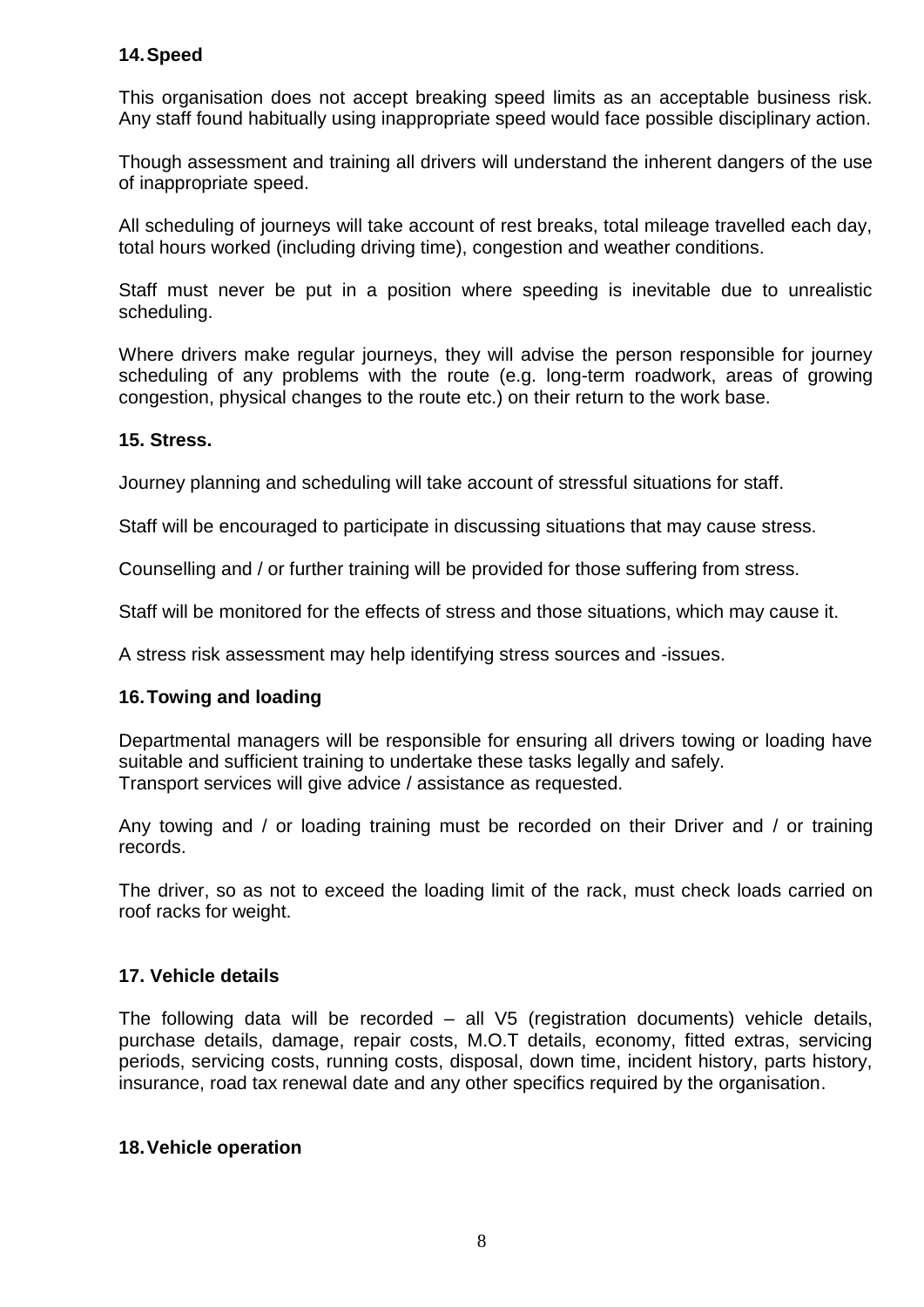## 14. Speed

This organisation does not accept breaking speed limits as an acceptable business risk. Any staff found habitually using inappropriate speed would face possible disciplinary action.

Though assessment and training all drivers will understand the inherent dangers of the use of inappropriate speed.

All scheduling of journeys will take account of rest breaks, total mileage travelled each day, total hours worked (including driving time), congestion and weather conditions.

Staff must never be put in a position where speeding is inevitable due to unrealistic scheduling.

Where drivers make regular journeys, they will advise the person responsible for journey scheduling of any problems with the route (e.g. long-term roadwork, areas of growing congestion, physical changes to the route etc.) on their return to the work base.

## 15. Stress.

Journey planning and scheduling will take account of stressful situations for staff.

Staff will be encouraged to participate in discussing situations that may cause stress.

Counselling and / or further training will be provided for those suffering from stress.

Staff will be monitored for the effects of stress and those situations, which may cause it.

A stress risk assessment may help identifying stress sources and -issues.

## 16. Towing and loading

Departmental managers will be responsible for ensuring all drivers towing or loading have suitable and sufficient training to undertake these tasks legally and safely.
Transport services will give advice / assistance as requested.

Any towing and / or loading training must be recorded on their Driver and / or training records.

The driver, so as not to exceed the loading limit of the rack, must check loads carried on roof racks for weight.

## 17. Vehicle details

The following data will be recorded – all V5 (registration documents) vehicle details, purchase details, damage, repair costs, M.O.T details, economy, fitted extras, servicing periods, servicing costs, running costs, disposal, down time, incident history, parts history, insurance, road tax renewal date and any other specifics required by the organisation.

## 18. Vehicle operation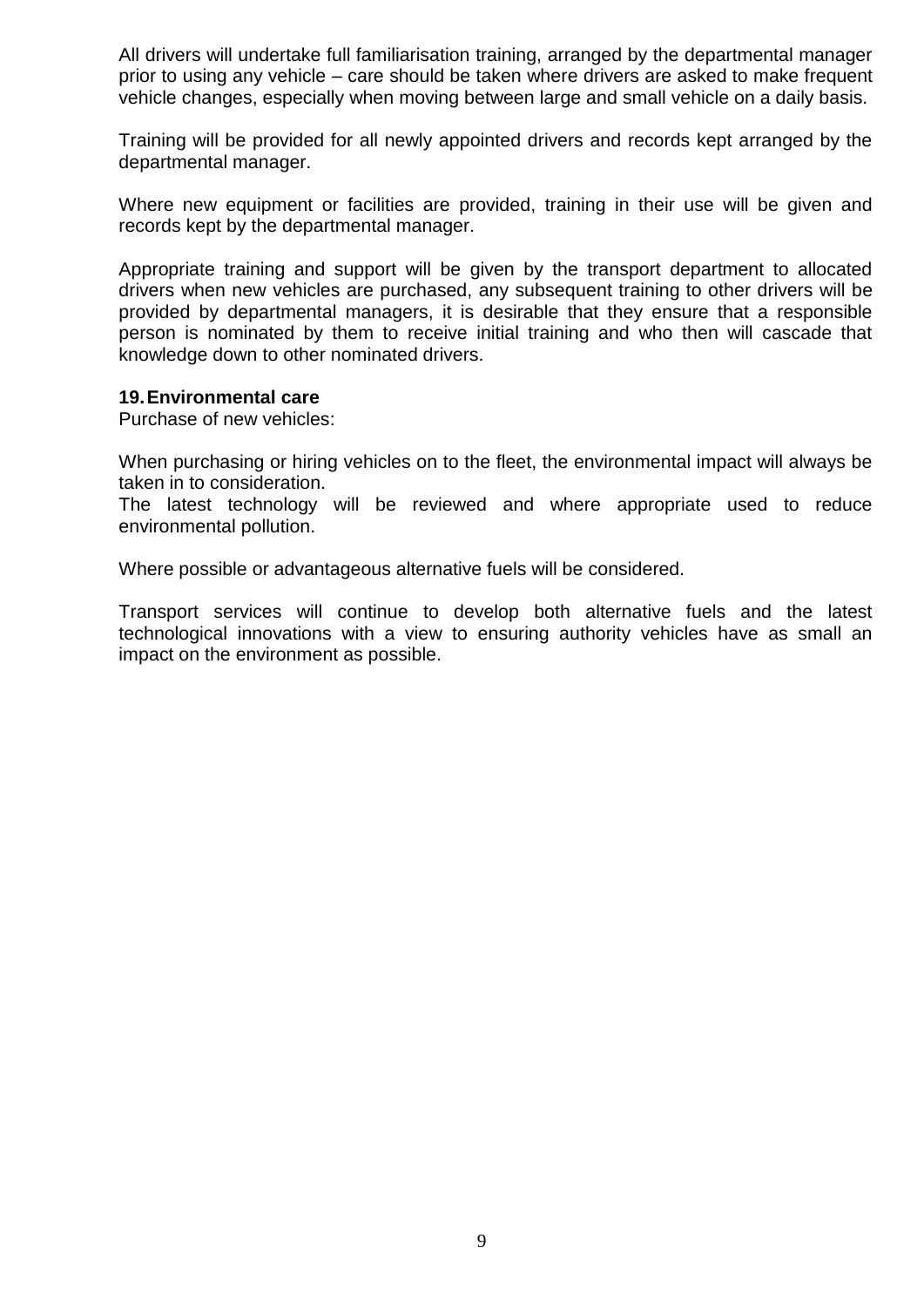All drivers will undertake full familiarisation training, arranged by the departmental manager prior to using any vehicle – care should be taken where drivers are asked to make frequent vehicle changes, especially when moving between large and small vehicle on a daily basis.

Training will be provided for all newly appointed drivers and records kept arranged by the departmental manager.

Where new equipment or facilities are provided, training in their use will be given and records kept by the departmental manager.

Appropriate training and support will be given by the transport department to allocated drivers when new vehicles are purchased, any subsequent training to other drivers will be provided by departmental managers, it is desirable that they ensure that a responsible person is nominated by them to receive initial training and who then will cascade that knowledge down to other nominated drivers.

**19. Environmental care**

Purchase of new vehicles:

When purchasing or hiring vehicles on to the fleet, the environmental impact will always be taken in to consideration.
The latest technology will be reviewed and where appropriate used to reduce environmental pollution.

Where possible or advantageous alternative fuels will be considered.

Transport services will continue to develop both alternative fuels and the latest technological innovations with a view to ensuring authority vehicles have as small an impact on the environment as possible.